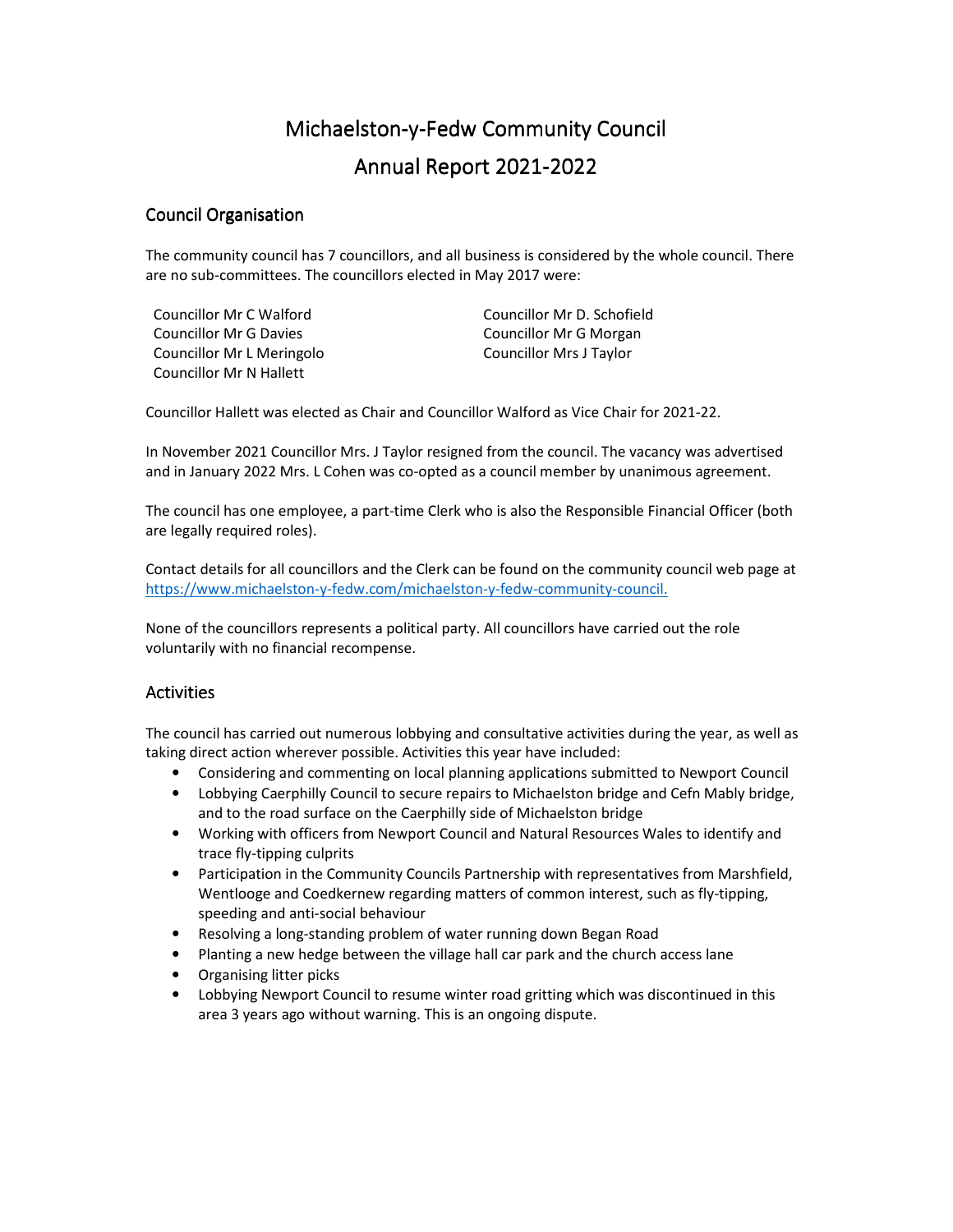# Michaelston-y-Fedw Community Council

# Annual Report 2021-2022

## Council Organisation

The community council has 7 councillors, and all business is considered by the whole council. There are no sub-committees. The councillors elected in May 2017 were:

Councillor Mr C Walford
Councillor Mr G Davies
Councillor Mr L Meringolo
Councillor Mr N Hallett
Councillor Mr D. Schofield
Councillor Mr G Morgan
Councillor Mrs J Taylor

Councillor Hallett was elected as Chair and Councillor Walford as Vice Chair for 2021-22.

In November 2021 Councillor Mrs. J Taylor resigned from the council. The vacancy was advertised and in January 2022 Mrs. L Cohen was co-opted as a council member by unanimous agreement.

The council has one employee, a part-time Clerk who is also the Responsible Financial Officer (both are legally required roles).

Contact details for all councillors and the Clerk can be found on the community council web page at [https://www.michaelston-y-fedw.com/michaelston-y-fedw-community-council.](https://www.michaelston-y-fedw.com/michaelston-y-fedw-community-council)

None of the councillors represents a political party. All councillors have carried out the role voluntarily with no financial recompense.

## Activities

The council has carried out numerous lobbying and consultative activities during the year, as well as taking direct action wherever possible. Activities this year have included:

- Considering and commenting on local planning applications submitted to Newport Council
- Lobbying Caerphilly Council to secure repairs to Michaelston bridge and Cefn Mably bridge, and to the road surface on the Caerphilly side of Michaelston bridge
- Working with officers from Newport Council and Natural Resources Wales to identify and trace fly-tipping culprits
- Participation in the Community Councils Partnership with representatives from Marshfield, Wentlooge and Coedkernew regarding matters of common interest, such as fly-tipping, speeding and anti-social behaviour
- Resolving a long-standing problem of water running down Began Road
- Planting a new hedge between the village hall car park and the church access lane
- Organising litter picks
- Lobbying Newport Council to resume winter road gritting which was discontinued in this area 3 years ago without warning. This is an ongoing dispute.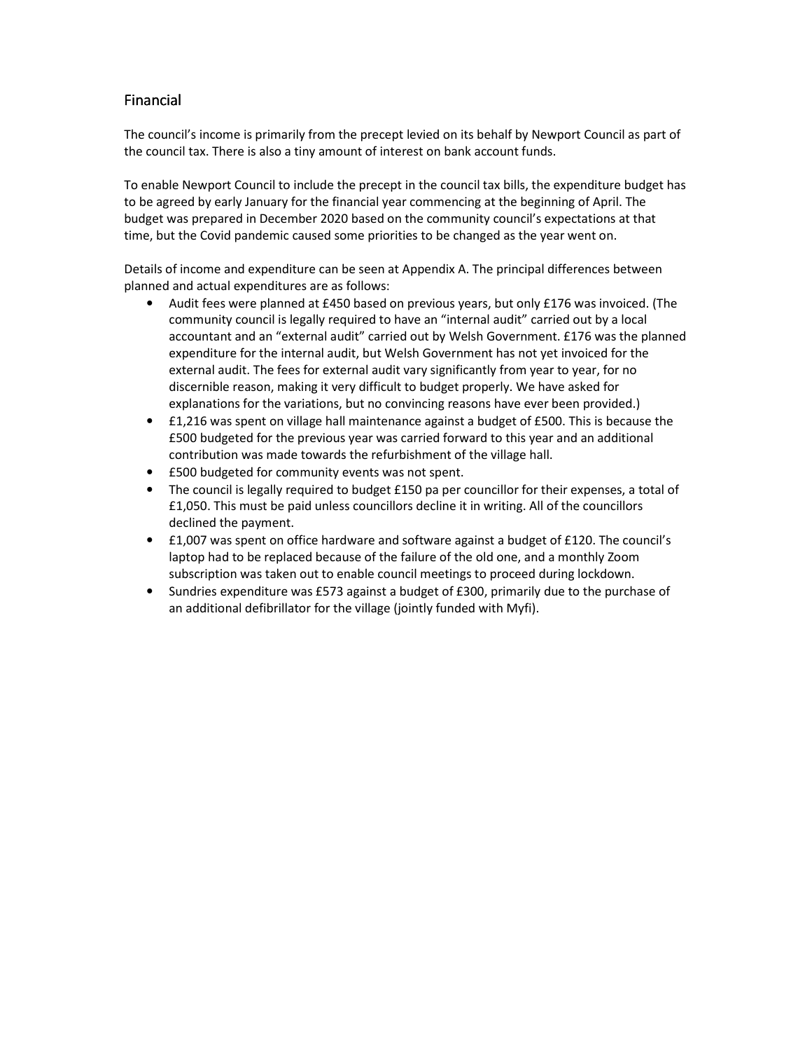## Financial

The council's income is primarily from the precept levied on its behalf by Newport Council as part of the council tax. There is also a tiny amount of interest on bank account funds.

To enable Newport Council to include the precept in the council tax bills, the expenditure budget has to be agreed by early January for the financial year commencing at the beginning of April. The budget was prepared in December 2020 based on the community council's expectations at that time, but the Covid pandemic caused some priorities to be changed as the year went on.

Details of income and expenditure can be seen at Appendix A. The principal differences between planned and actual expenditures are as follows:

- Audit fees were planned at £450 based on previous years, but only £176 was invoiced. (The community council is legally required to have an "internal audit" carried out by a local accountant and an "external audit" carried out by Welsh Government. £176 was the planned expenditure for the internal audit, but Welsh Government has not yet invoiced for the external audit. The fees for external audit vary significantly from year to year, for no discernible reason, making it very difficult to budget properly. We have asked for explanations for the variations, but no convincing reasons have ever been provided.)
- £1,216 was spent on village hall maintenance against a budget of £500. This is because the £500 budgeted for the previous year was carried forward to this year and an additional contribution was made towards the refurbishment of the village hall.
- £500 budgeted for community events was not spent.
- The council is legally required to budget £150 pa per councillor for their expenses, a total of £1,050. This must be paid unless councillors decline it in writing. All of the councillors declined the payment.
- £1,007 was spent on office hardware and software against a budget of £120. The council's laptop had to be replaced because of the failure of the old one, and a monthly Zoom subscription was taken out to enable council meetings to proceed during lockdown.
- Sundries expenditure was £573 against a budget of £300, primarily due to the purchase of an additional defibrillator for the village (jointly funded with Myfi).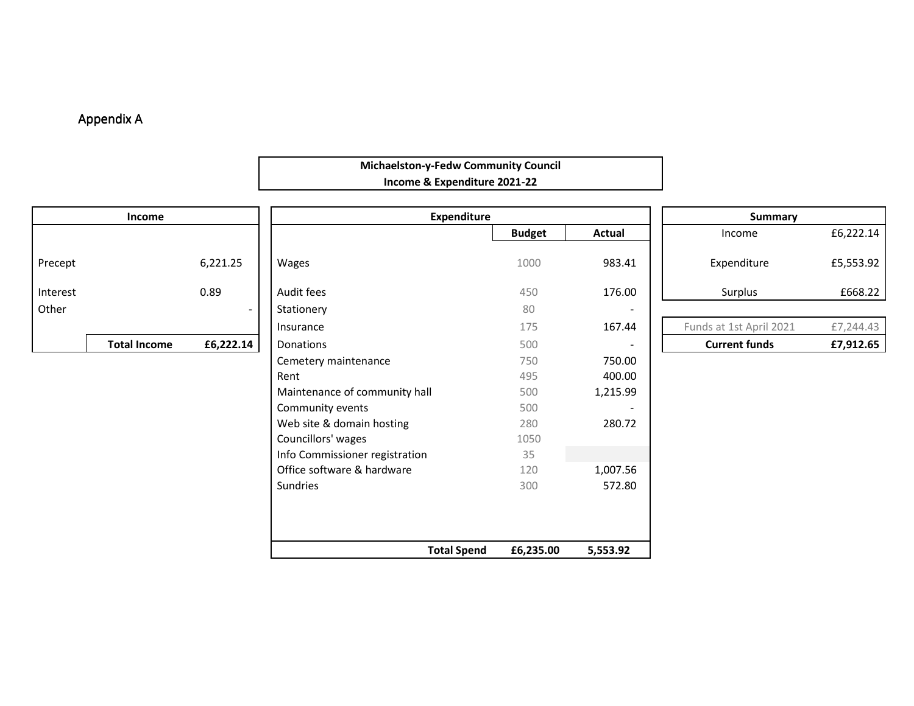Appendix A

**Michaelston-y-Fedw Community Council**
**Income & Expenditure 2021-22**

| Income | |
|---|---|
| Precept | 6,221.25 |
| Interest | 0.89 |
| Other | - |
| **Total Income** | **£6,222.14** |

| Expenditure | Budget | Actual |
|---|---|---|
| Wages | 1000 | 983.41 |
| Audit fees | 450 | 176.00 |
| Stationery | 80 | - |
| Insurance | 175 | 167.44 |
| Donations | 500 | - |
| Cemetery maintenance | 750 | 750.00 |
| Rent | 495 | 400.00 |
| Maintenance of community hall | 500 | 1,215.99 |
| Community events | 500 | - |
| Web site & domain hosting | 280 | 280.72 |
| Councillors' wages | 1050 | |
| Info Commissioner registration | 35 | |
| Office software & hardware | 120 | 1,007.56 |
| Sundries | 300 | 572.80 |
| **Total Spend** | **£6,235.00** | **5,553.92** |

| Summary | |
|---|---|
| Income | £6,222.14 |
| Expenditure | £5,553.92 |
| Surplus | £668.22 |
| Funds at 1st April 2021 | £7,244.43 |
| **Current funds** | **£7,912.65** |